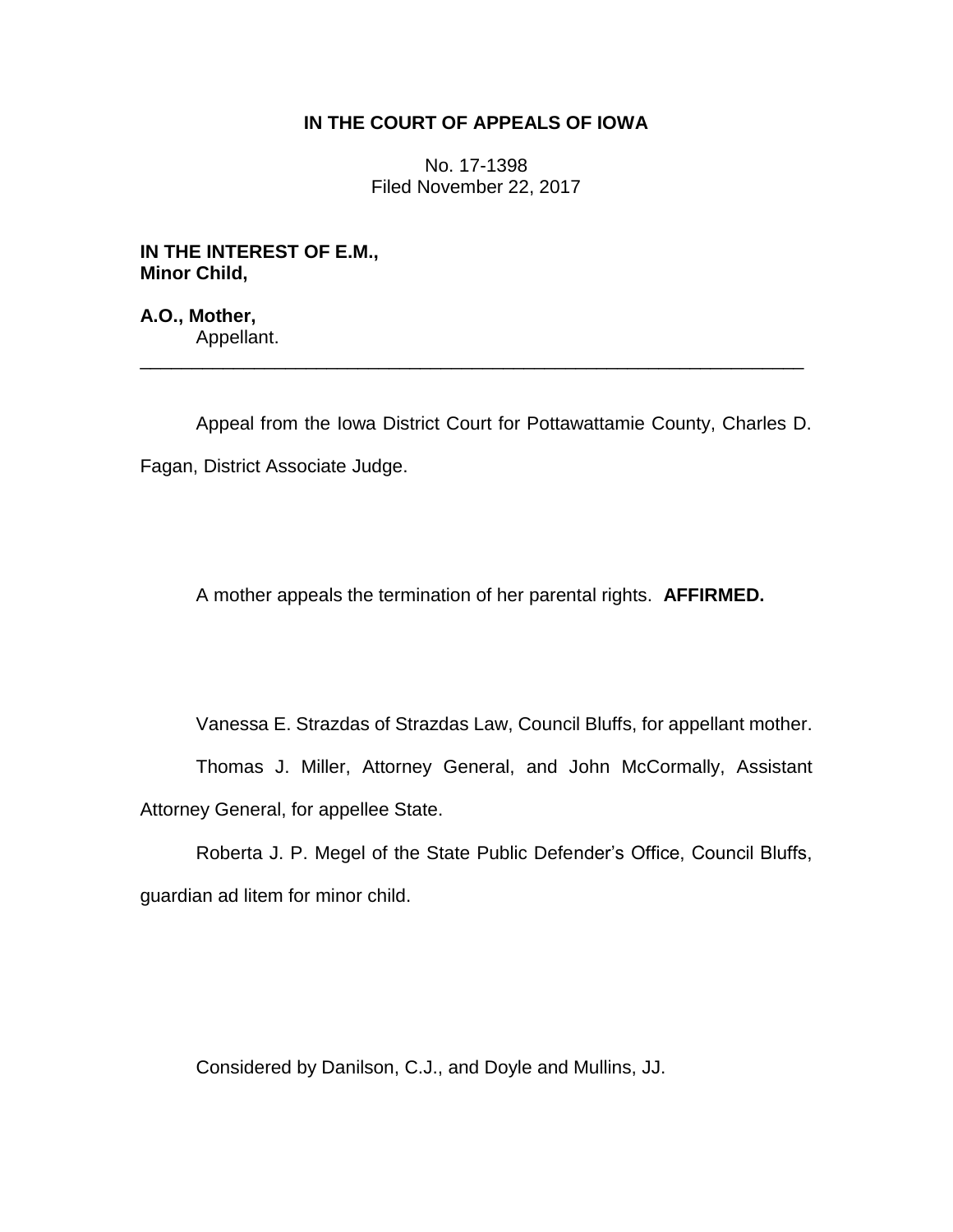**IN THE COURT OF APPEALS OF IOWA**

No. 17-1398
Filed November 22, 2017

**IN THE INTEREST OF E.M.,**
**Minor Child,**

**A.O., Mother,**
Appellant.

---

Appeal from the Iowa District Court for Pottawattamie County, Charles D. Fagan, District Associate Judge.

A mother appeals the termination of her parental rights. **AFFIRMED.**

Vanessa E. Strazdas of Strazdas Law, Council Bluffs, for appellant mother.

Thomas J. Miller, Attorney General, and John McCormally, Assistant Attorney General, for appellee State.

Roberta J. P. Megel of the State Public Defender's Office, Council Bluffs, guardian ad litem for minor child.

Considered by Danilson, C.J., and Doyle and Mullins, JJ.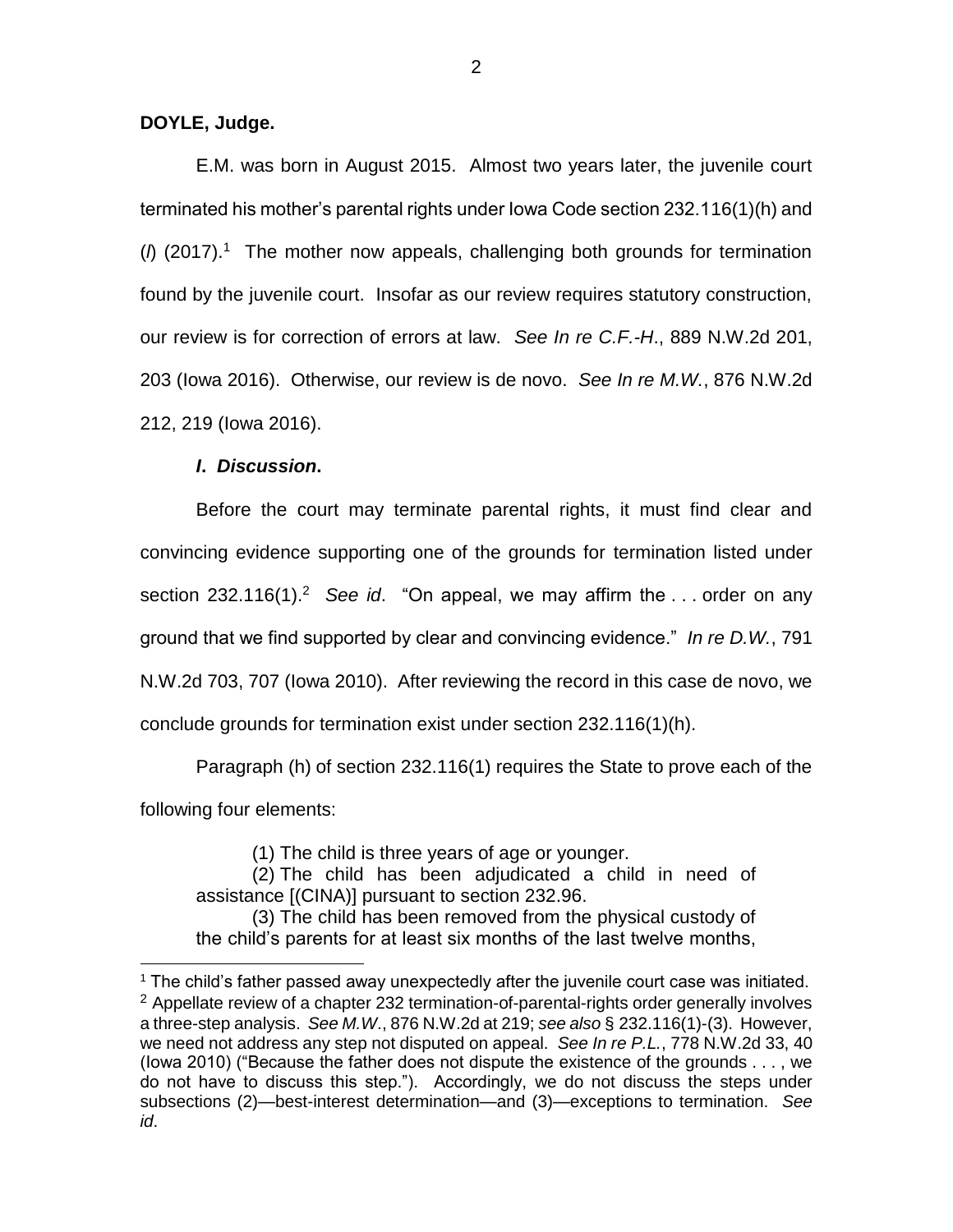**DOYLE, Judge.**

E.M. was born in August 2015. Almost two years later, the juvenile court terminated his mother's parental rights under Iowa Code section 232.116(1)(h) and (*l*) (2017).[1] The mother now appeals, challenging both grounds for termination found by the juvenile court. Insofar as our review requires statutory construction, our review is for correction of errors at law. *See In re C.F.-H*., 889 N.W.2d 201, 203 (Iowa 2016). Otherwise, our review is de novo. *See In re M.W.*, 876 N.W.2d 212, 219 (Iowa 2016).

### ***I. Discussion.***

Before the court may terminate parental rights, it must find clear and convincing evidence supporting one of the grounds for termination listed under section 232.116(1).[2] *See id*. "On appeal, we may affirm the . . . order on any ground that we find supported by clear and convincing evidence." *In re D.W.*, 791 N.W.2d 703, 707 (Iowa 2010). After reviewing the record in this case de novo, we conclude grounds for termination exist under section 232.116(1)(h).

Paragraph (h) of section 232.116(1) requires the State to prove each of the following four elements:

> (1) The child is three years of age or younger.
> (2) The child has been adjudicated a child in need of assistance [(CINA)] pursuant to section 232.96.
> (3) The child has been removed from the physical custody of the child's parents for at least six months of the last twelve months,

---

[1] The child's father passed away unexpectedly after the juvenile court case was initiated.

[2] Appellate review of a chapter 232 termination-of-parental-rights order generally involves a three-step analysis. *See M.W.*, 876 N.W.2d at 219; *see also* § 232.116(1)-(3). However, we need not address any step not disputed on appeal. *See In re P.L.*, 778 N.W.2d 33, 40 (Iowa 2010) ("Because the father does not dispute the existence of the grounds . . . , we do not have to discuss this step."). Accordingly, we do not discuss the steps under subsections (2)—best-interest determination—and (3)—exceptions to termination. *See id*.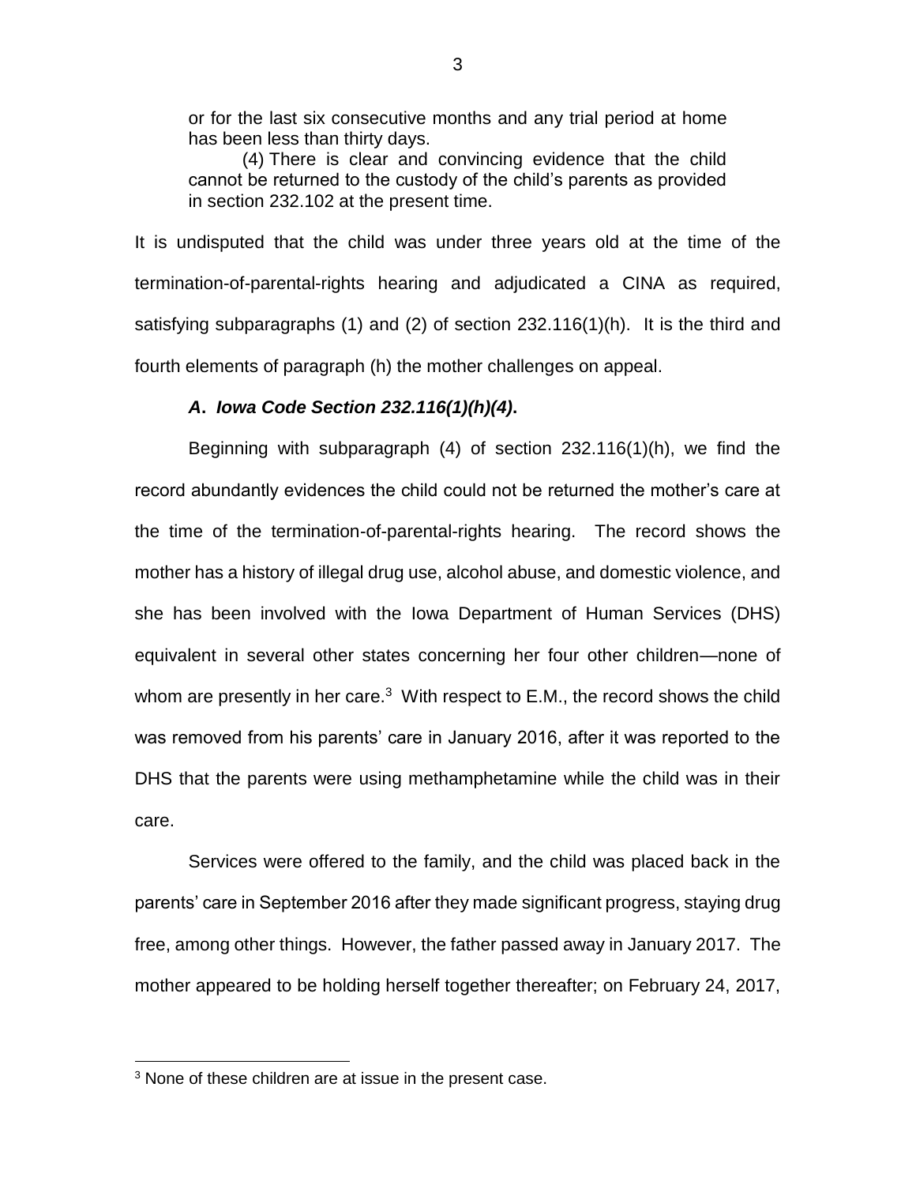> or for the last six consecutive months and any trial period at home has been less than thirty days.
>
> (4) There is clear and convincing evidence that the child cannot be returned to the custody of the child's parents as provided in section 232.102 at the present time.

It is undisputed that the child was under three years old at the time of the termination-of-parental-rights hearing and adjudicated a CINA as required, satisfying subparagraphs (1) and (2) of section 232.116(1)(h). It is the third and fourth elements of paragraph (h) the mother challenges on appeal.

### ***A. Iowa Code Section 232.116(1)(h)(4).***

Beginning with subparagraph (4) of section 232.116(1)(h), we find the record abundantly evidences the child could not be returned the mother's care at the time of the termination-of-parental-rights hearing. The record shows the mother has a history of illegal drug use, alcohol abuse, and domestic violence, and she has been involved with the Iowa Department of Human Services (DHS) equivalent in several other states concerning her four other children—none of whom are presently in her care.[3] With respect to E.M., the record shows the child was removed from his parents' care in January 2016, after it was reported to the DHS that the parents were using methamphetamine while the child was in their care.

Services were offered to the family, and the child was placed back in the parents' care in September 2016 after they made significant progress, staying drug free, among other things. However, the father passed away in January 2017. The mother appeared to be holding herself together thereafter; on February 24, 2017,

[3] None of these children are at issue in the present case.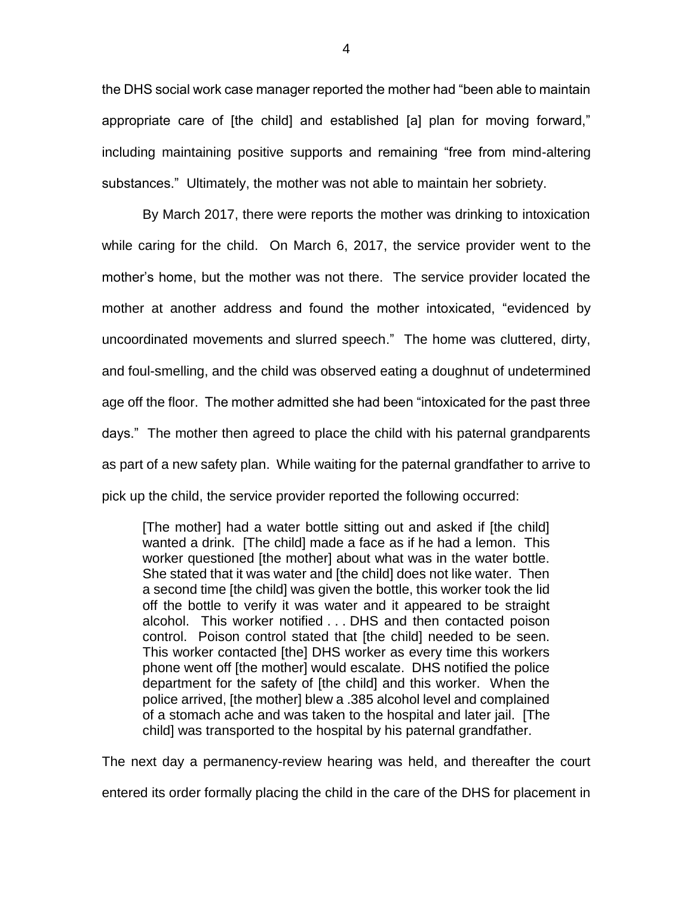the DHS social work case manager reported the mother had "been able to maintain appropriate care of [the child] and established [a] plan for moving forward," including maintaining positive supports and remaining "free from mind-altering substances." Ultimately, the mother was not able to maintain her sobriety.

By March 2017, there were reports the mother was drinking to intoxication while caring for the child. On March 6, 2017, the service provider went to the mother's home, but the mother was not there. The service provider located the mother at another address and found the mother intoxicated, "evidenced by uncoordinated movements and slurred speech." The home was cluttered, dirty, and foul-smelling, and the child was observed eating a doughnut of undetermined age off the floor. The mother admitted she had been "intoxicated for the past three days." The mother then agreed to place the child with his paternal grandparents as part of a new safety plan. While waiting for the paternal grandfather to arrive to pick up the child, the service provider reported the following occurred:

> [The mother] had a water bottle sitting out and asked if [the child] wanted a drink. [The child] made a face as if he had a lemon. This worker questioned [the mother] about what was in the water bottle. She stated that it was water and [the child] does not like water. Then a second time [the child] was given the bottle, this worker took the lid off the bottle to verify it was water and it appeared to be straight alcohol. This worker notified . . . DHS and then contacted poison control. Poison control stated that [the child] needed to be seen. This worker contacted [the] DHS worker as every time this workers phone went off [the mother] would escalate. DHS notified the police department for the safety of [the child] and this worker. When the police arrived, [the mother] blew a .385 alcohol level and complained of a stomach ache and was taken to the hospital and later jail. [The child] was transported to the hospital by his paternal grandfather.

The next day a permanency-review hearing was held, and thereafter the court entered its order formally placing the child in the care of the DHS for placement in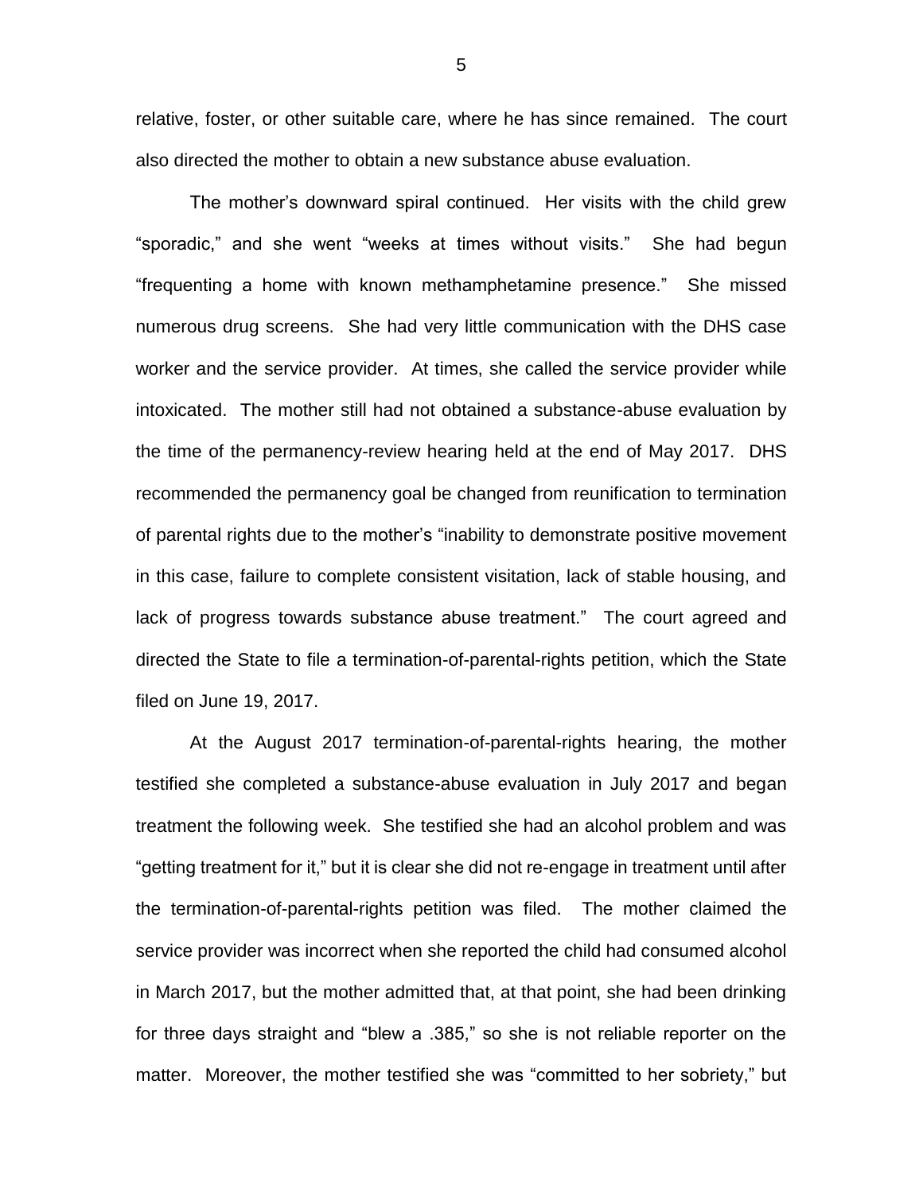relative, foster, or other suitable care, where he has since remained. The court also directed the mother to obtain a new substance abuse evaluation.

The mother's downward spiral continued. Her visits with the child grew "sporadic," and she went "weeks at times without visits." She had begun "frequenting a home with known methamphetamine presence." She missed numerous drug screens. She had very little communication with the DHS case worker and the service provider. At times, she called the service provider while intoxicated. The mother still had not obtained a substance-abuse evaluation by the time of the permanency-review hearing held at the end of May 2017. DHS recommended the permanency goal be changed from reunification to termination of parental rights due to the mother's "inability to demonstrate positive movement in this case, failure to complete consistent visitation, lack of stable housing, and lack of progress towards substance abuse treatment." The court agreed and directed the State to file a termination-of-parental-rights petition, which the State filed on June 19, 2017.

At the August 2017 termination-of-parental-rights hearing, the mother testified she completed a substance-abuse evaluation in July 2017 and began treatment the following week. She testified she had an alcohol problem and was "getting treatment for it," but it is clear she did not re-engage in treatment until after the termination-of-parental-rights petition was filed. The mother claimed the service provider was incorrect when she reported the child had consumed alcohol in March 2017, but the mother admitted that, at that point, she had been drinking for three days straight and "blew a .385," so she is not reliable reporter on the matter. Moreover, the mother testified she was "committed to her sobriety," but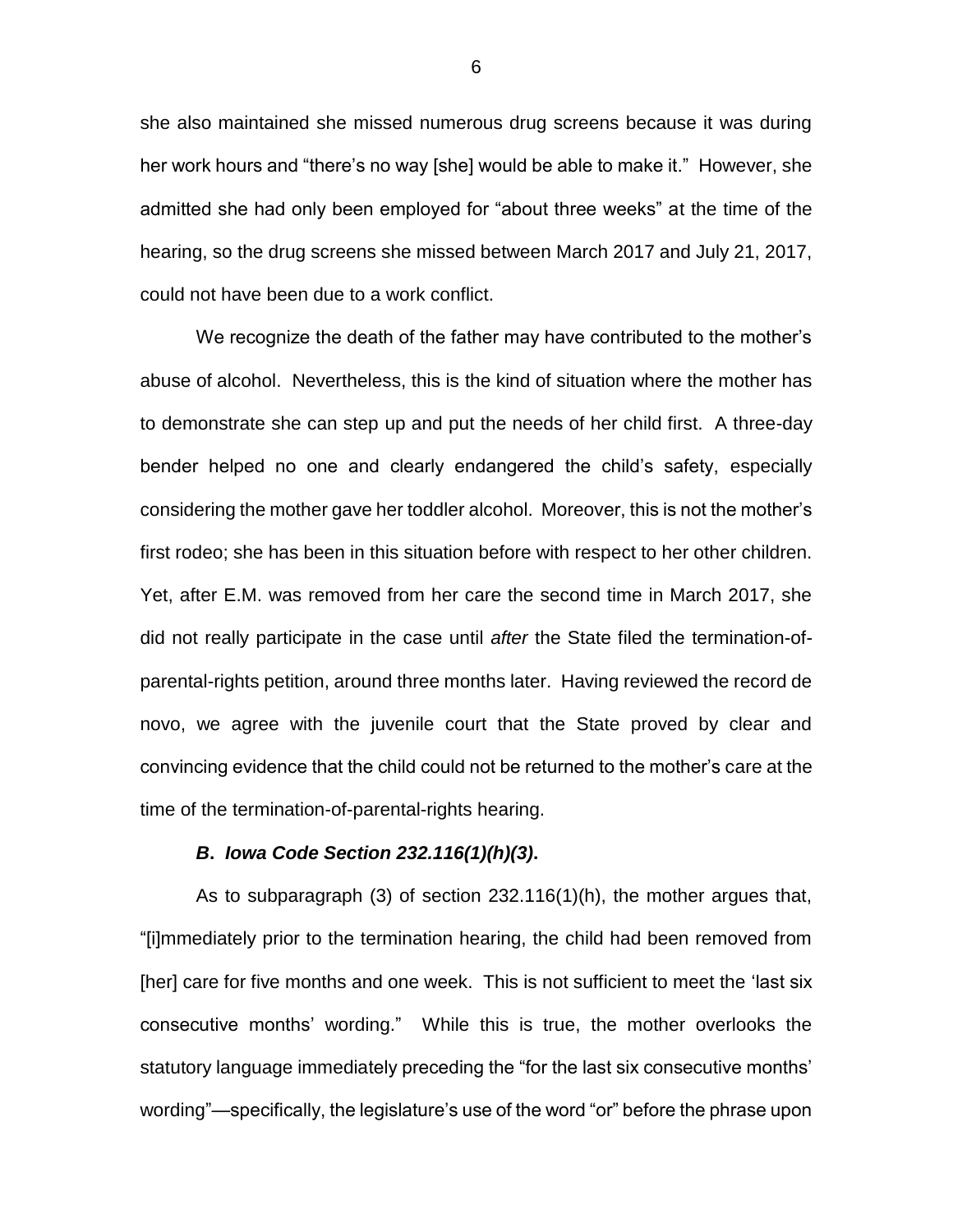she also maintained she missed numerous drug screens because it was during her work hours and "there's no way [she] would be able to make it." However, she admitted she had only been employed for "about three weeks" at the time of the hearing, so the drug screens she missed between March 2017 and July 21, 2017, could not have been due to a work conflict.

We recognize the death of the father may have contributed to the mother's abuse of alcohol. Nevertheless, this is the kind of situation where the mother has to demonstrate she can step up and put the needs of her child first. A three-day bender helped no one and clearly endangered the child's safety, especially considering the mother gave her toddler alcohol. Moreover, this is not the mother's first rodeo; she has been in this situation before with respect to her other children. Yet, after E.M. was removed from her care the second time in March 2017, she did not really participate in the case until *after* the State filed the termination-of-parental-rights petition, around three months later. Having reviewed the record de novo, we agree with the juvenile court that the State proved by clear and convincing evidence that the child could not be returned to the mother's care at the time of the termination-of-parental-rights hearing.

### ***B***. ***Iowa Code Section 232.116(1)(h)(3)***.

As to subparagraph (3) of section 232.116(1)(h), the mother argues that, "[i]mmediately prior to the termination hearing, the child had been removed from [her] care for five months and one week. This is not sufficient to meet the 'last six consecutive months' wording." While this is true, the mother overlooks the statutory language immediately preceding the "for the last six consecutive months' wording"—specifically, the legislature's use of the word "or" before the phrase upon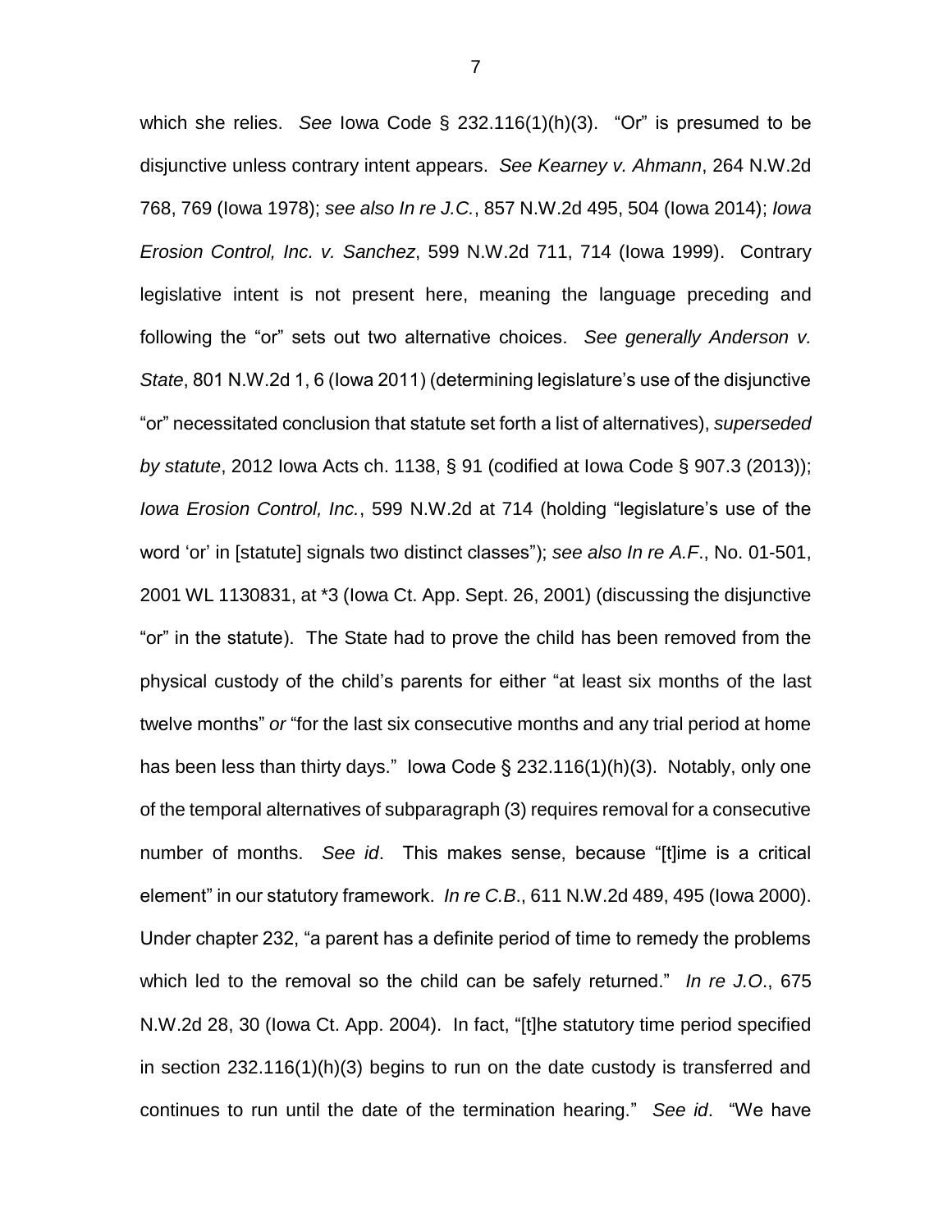which she relies. *See* Iowa Code § 232.116(1)(h)(3). "Or" is presumed to be disjunctive unless contrary intent appears. *See Kearney v. Ahmann*, 264 N.W.2d 768, 769 (Iowa 1978); *see also In re J.C.*, 857 N.W.2d 495, 504 (Iowa 2014); *Iowa Erosion Control, Inc. v. Sanchez*, 599 N.W.2d 711, 714 (Iowa 1999). Contrary legislative intent is not present here, meaning the language preceding and following the "or" sets out two alternative choices. *See generally Anderson v. State*, 801 N.W.2d 1, 6 (Iowa 2011) (determining legislature's use of the disjunctive "or" necessitated conclusion that statute set forth a list of alternatives), *superseded by statute*, 2012 Iowa Acts ch. 1138, § 91 (codified at Iowa Code § 907.3 (2013)); *Iowa Erosion Control, Inc.*, 599 N.W.2d at 714 (holding "legislature's use of the word 'or' in [statute] signals two distinct classes"); *see also In re A.F.*, No. 01-501, 2001 WL 1130831, at *3 (Iowa Ct. App. Sept. 26, 2001) (discussing the disjunctive "or" in the statute). The State had to prove the child has been removed from the physical custody of the child's parents for either "at least six months of the last twelve months" *or* "for the last six consecutive months and any trial period at home has been less than thirty days." Iowa Code § 232.116(1)(h)(3). Notably, only one of the temporal alternatives of subparagraph (3) requires removal for a consecutive number of months. *See id*. This makes sense, because "[t]ime is a critical element" in our statutory framework. *In re C.B*., 611 N.W.2d 489, 495 (Iowa 2000). Under chapter 232, "a parent has a definite period of time to remedy the problems which led to the removal so the child can be safely returned." *In re J.O*., 675 N.W.2d 28, 30 (Iowa Ct. App. 2004). In fact, "[t]he statutory time period specified in section 232.116(1)(h)(3) begins to run on the date custody is transferred and continues to run until the date of the termination hearing." *See id*. "We have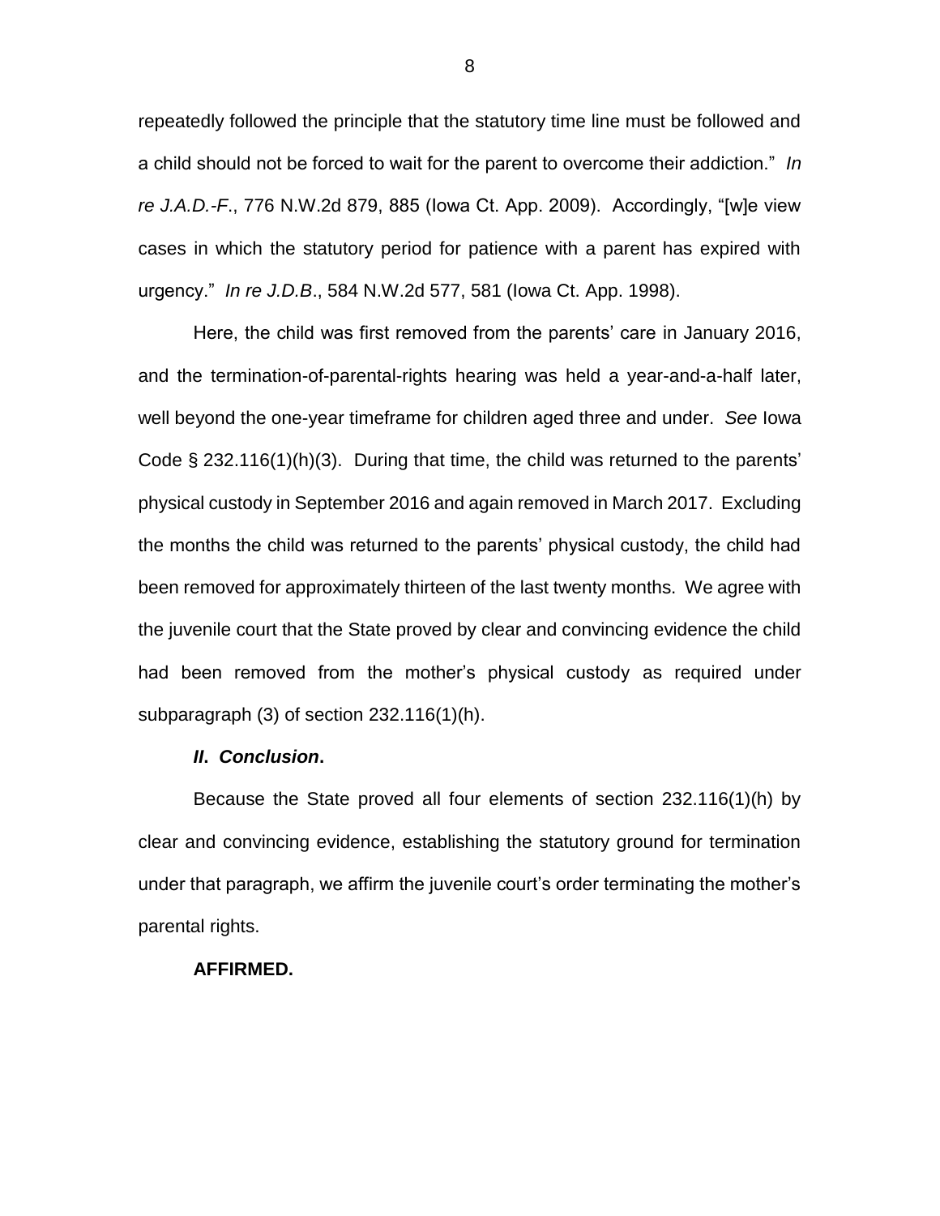repeatedly followed the principle that the statutory time line must be followed and a child should not be forced to wait for the parent to overcome their addiction." *In re J.A.D.-F.*, 776 N.W.2d 879, 885 (Iowa Ct. App. 2009). Accordingly, "[w]e view cases in which the statutory period for patience with a parent has expired with urgency." *In re J.D.B*., 584 N.W.2d 577, 581 (Iowa Ct. App. 1998).

Here, the child was first removed from the parents' care in January 2016, and the termination-of-parental-rights hearing was held a year-and-a-half later, well beyond the one-year timeframe for children aged three and under. *See* Iowa Code § 232.116(1)(h)(3). During that time, the child was returned to the parents' physical custody in September 2016 and again removed in March 2017. Excluding the months the child was returned to the parents' physical custody, the child had been removed for approximately thirteen of the last twenty months. We agree with the juvenile court that the State proved by clear and convincing evidence the child had been removed from the mother's physical custody as required under subparagraph (3) of section 232.116(1)(h).

***II. Conclusion*.**

Because the State proved all four elements of section 232.116(1)(h) by clear and convincing evidence, establishing the statutory ground for termination under that paragraph, we affirm the juvenile court's order terminating the mother's parental rights.

**AFFIRMED.**